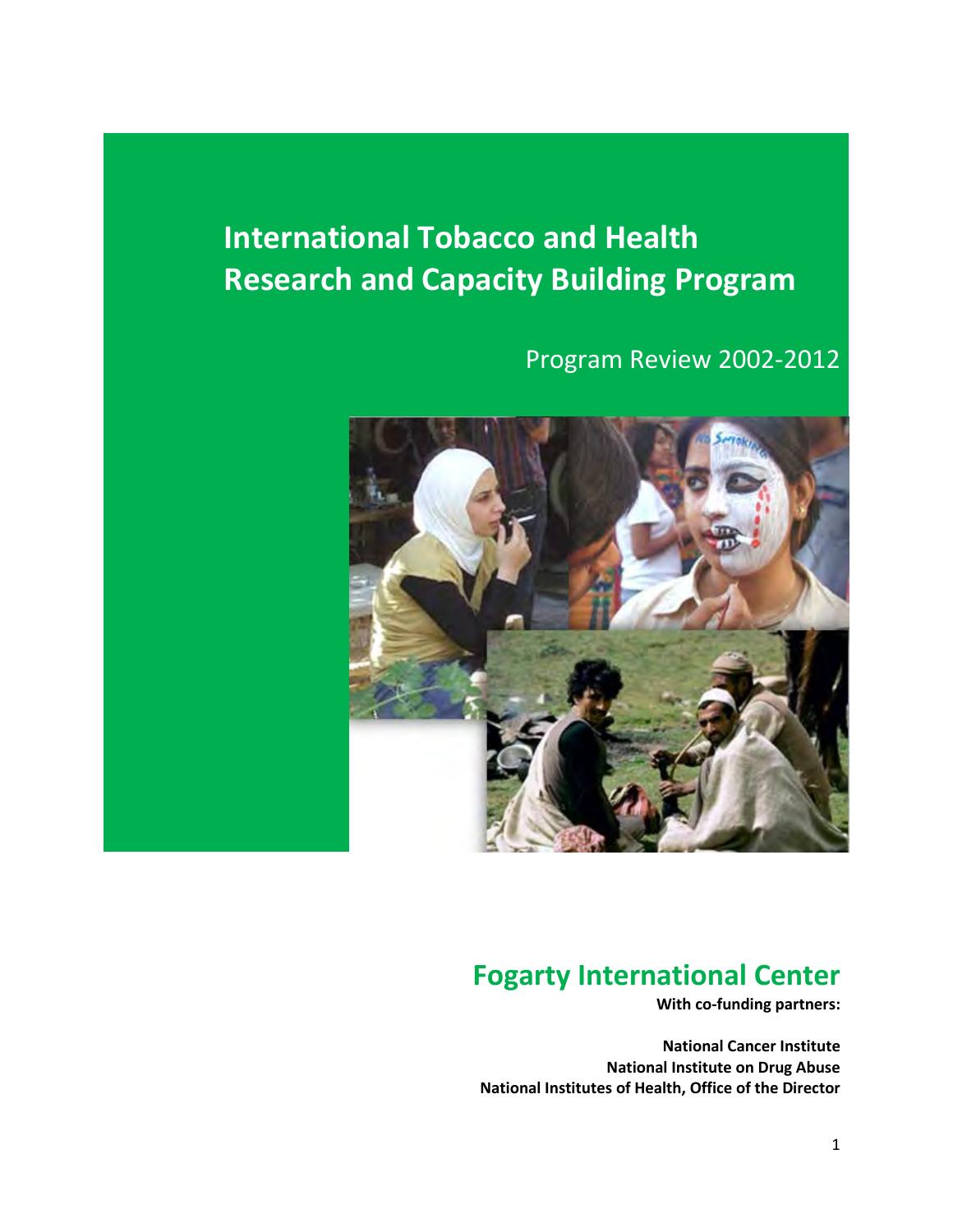# International Tobacco and Health Research and Capacity Building Program

Program Review 2002-2012

## Fogarty International Center

**With co-funding partners:**

**National Cancer Institute**
**National Institute on Drug Abuse**
**National Institutes of Health, Office of the Director**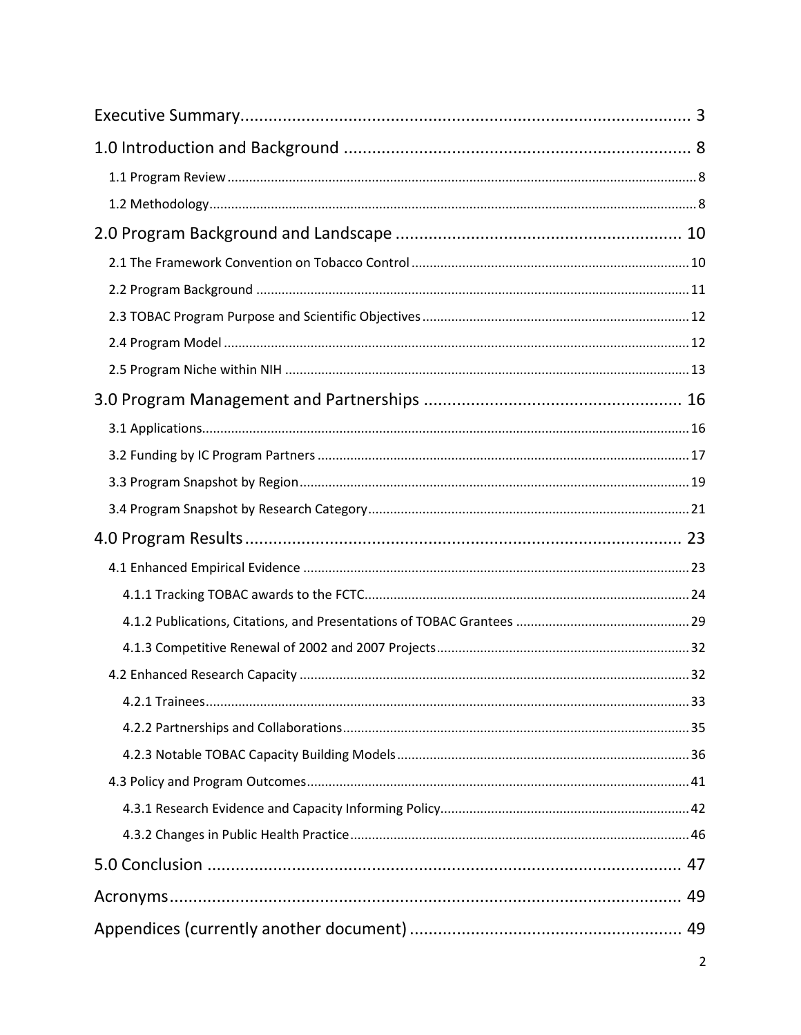Executive Summary ..... 3

1.0 Introduction and Background ..... 8

- 1.1 Program Review ..... 8
- 1.2 Methodology ..... 8

2.0 Program Background and Landscape ..... 10

- 2.1 The Framework Convention on Tobacco Control ..... 10
- 2.2 Program Background ..... 11
- 2.3 TOBAC Program Purpose and Scientific Objectives ..... 12
- 2.4 Program Model ..... 12
- 2.5 Program Niche within NIH ..... 13

3.0 Program Management and Partnerships ..... 16

- 3.1 Applications ..... 16
- 3.2 Funding by IC Program Partners ..... 17
- 3.3 Program Snapshot by Region ..... 19
- 3.4 Program Snapshot by Research Category ..... 21

4.0 Program Results ..... 23

- 4.1 Enhanced Empirical Evidence ..... 23
  - 4.1.1 Tracking TOBAC awards to the FCTC ..... 24
  - 4.1.2 Publications, Citations, and Presentations of TOBAC Grantees ..... 29
  - 4.1.3 Competitive Renewal of 2002 and 2007 Projects ..... 32
- 4.2 Enhanced Research Capacity ..... 32
  - 4.2.1 Trainees ..... 33
  - 4.2.2 Partnerships and Collaborations ..... 35
  - 4.2.3 Notable TOBAC Capacity Building Models ..... 36
- 4.3 Policy and Program Outcomes ..... 41
  - 4.3.1 Research Evidence and Capacity Informing Policy ..... 42
  - 4.3.2 Changes in Public Health Practice ..... 46

5.0 Conclusion ..... 47

Acronyms ..... 49

Appendices (currently another document) ..... 49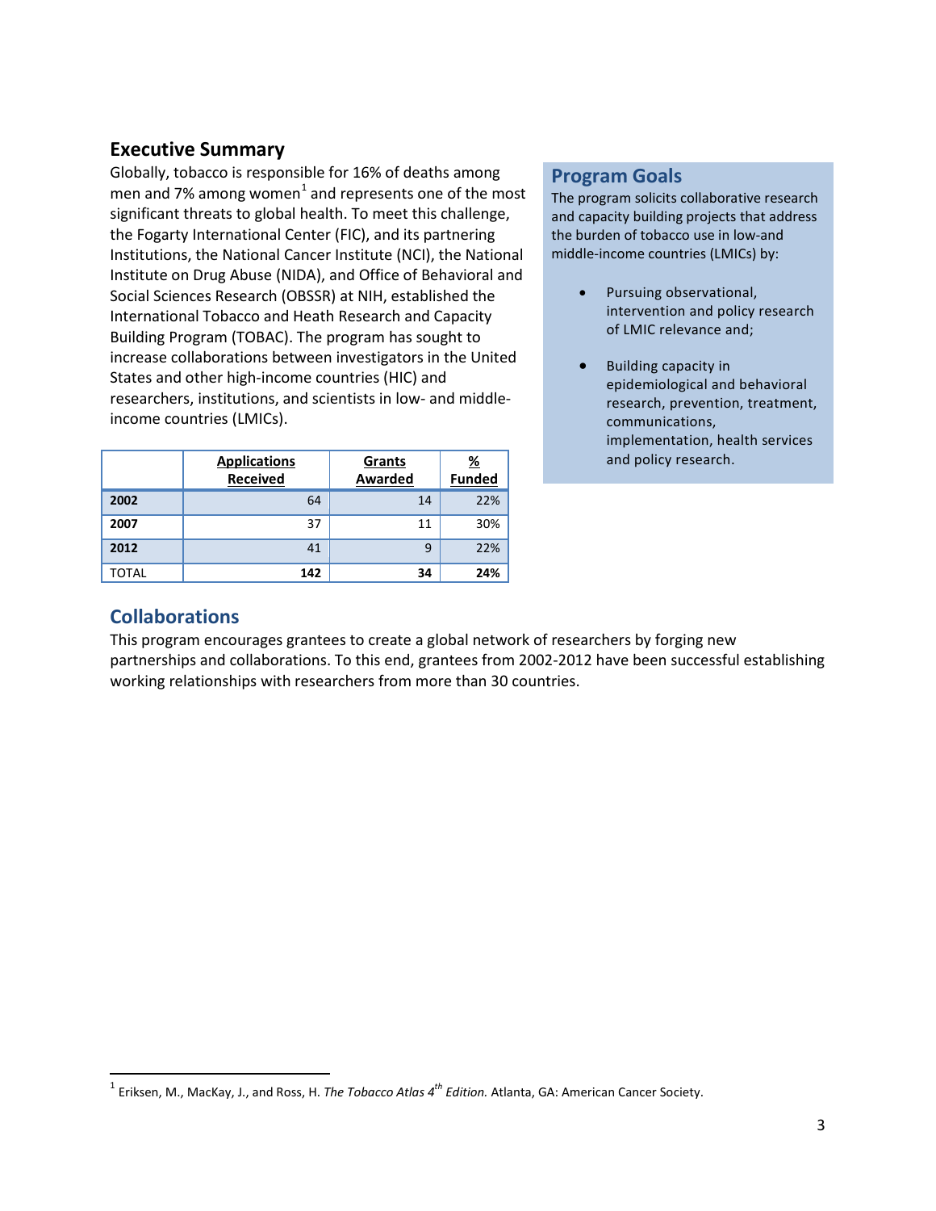## Executive Summary

Globally, tobacco is responsible for 16% of deaths among men and 7% among women[1] and represents one of the most significant threats to global health. To meet this challenge, the Fogarty International Center (FIC), and its partnering Institutions, the National Cancer Institute (NCI), the National Institute on Drug Abuse (NIDA), and Office of Behavioral and Social Sciences Research (OBSSR) at NIH, established the International Tobacco and Heath Research and Capacity Building Program (TOBAC). The program has sought to increase collaborations between investigators in the United States and other high-income countries (HIC) and researchers, institutions, and scientists in low- and middle-income countries (LMICs).

| | Applications Received | Grants Awarded | % Funded |
|---|---|---|---|
| **2002** | 64 | 14 | 22% |
| **2007** | 37 | 11 | 30% |
| **2012** | 41 | 9 | 22% |
| TOTAL | **142** | **34** | **24%** |

## Program Goals

The program solicits collaborative research and capacity building projects that address the burden of tobacco use in low-and middle-income countries (LMICs) by:

- Pursuing observational, intervention and policy research of LMIC relevance and;
- Building capacity in epidemiological and behavioral research, prevention, treatment, communications, implementation, health services and policy research.

## Collaborations

This program encourages grantees to create a global network of researchers by forging new partnerships and collaborations. To this end, grantees from 2002-2012 have been successful establishing working relationships with researchers from more than 30 countries.

[1] Eriksen, M., MacKay, J., and Ross, H. *The Tobacco Atlas 4th Edition.* Atlanta, GA: American Cancer Society.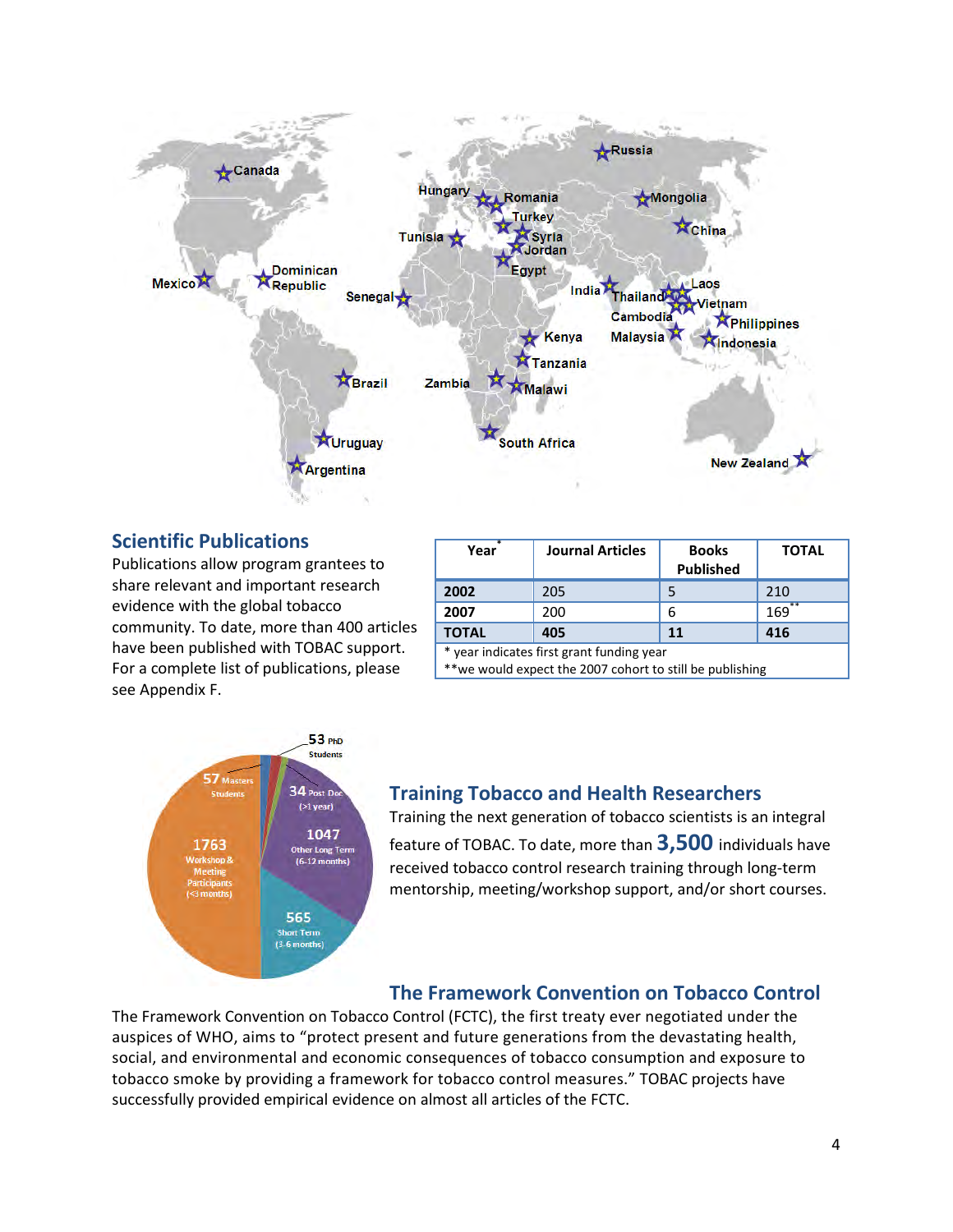## Scientific Publications

Publications allow program grantees to share relevant and important research evidence with the global tobacco community. To date, more than 400 articles have been published with TOBAC support. For a complete list of publications, please see Appendix F.

| Year* | Journal Articles | Books Published | TOTAL |
|---|---|---|---|
| **2002** | 205 | 5 | 210 |
| **2007** | 200 | 6 | 169** |
| **TOTAL** | **405** | **11** | **416** |

\* year indicates first grant funding year
\*\*we would expect the 2007 cohort to still be publishing

## Training Tobacco and Health Researchers

Training the next generation of tobacco scientists is an integral feature of TOBAC. To date, more than **3,500** individuals have received tobacco control research training through long-term mentorship, meeting/workshop support, and/or short courses.

## The Framework Convention on Tobacco Control

The Framework Convention on Tobacco Control (FCTC), the first treaty ever negotiated under the auspices of WHO, aims to "protect present and future generations from the devastating health, social, and environmental and economic consequences of tobacco consumption and exposure to tobacco smoke by providing a framework for tobacco control measures." TOBAC projects have successfully provided empirical evidence on almost all articles of the FCTC.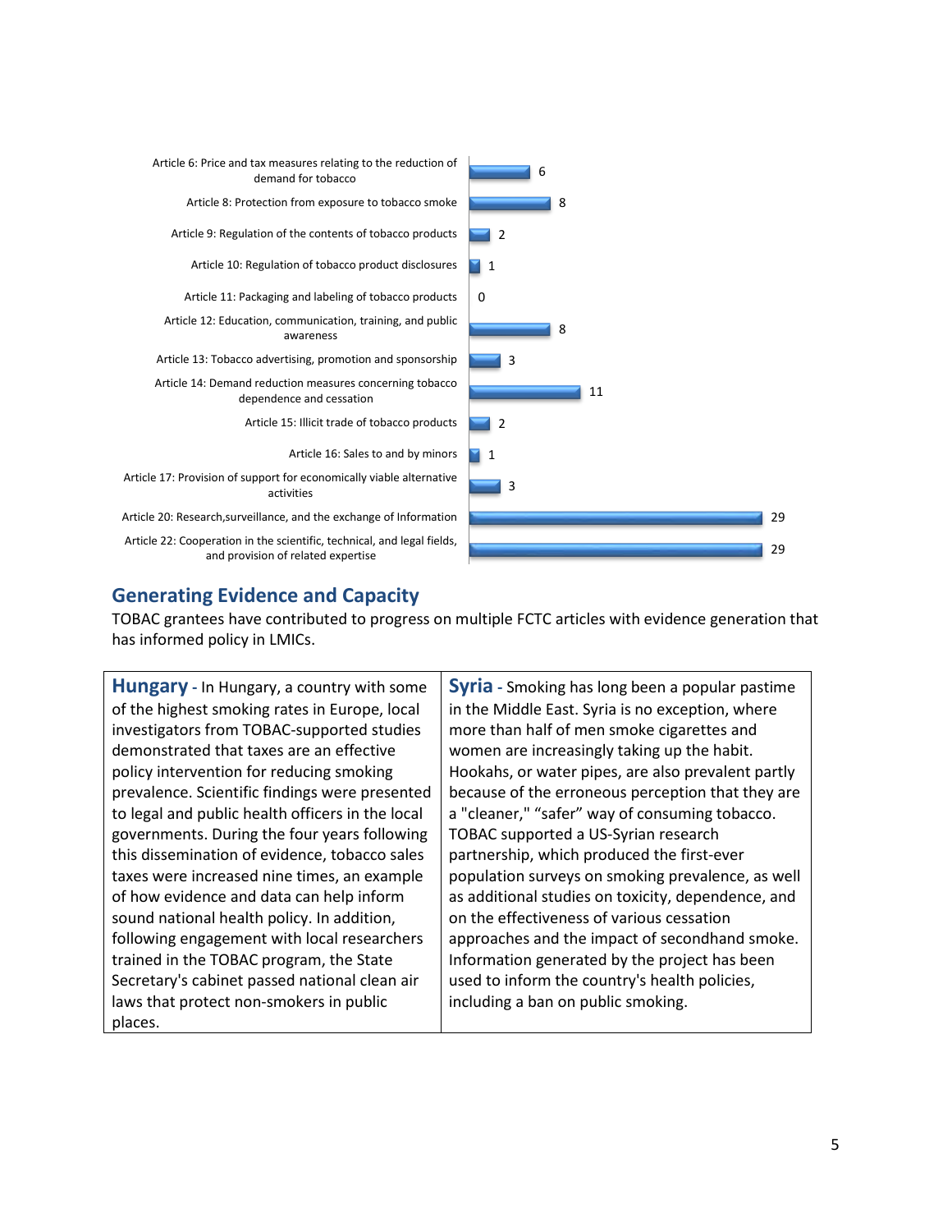| FCTC Article | Count |
|---|---|
| Article 6: Price and tax measures relating to the reduction of demand for tobacco | 6 |
| Article 8: Protection from exposure to tobacco smoke | 8 |
| Article 9: Regulation of the contents of tobacco products | 2 |
| Article 10: Regulation of tobacco product disclosures | 1 |
| Article 11: Packaging and labeling of tobacco products | 0 |
| Article 12: Education, communication, training, and public awareness | 8 |
| Article 13: Tobacco advertising, promotion and sponsorship | 3 |
| Article 14: Demand reduction measures concerning tobacco dependence and cessation | 11 |
| Article 15: Illicit trade of tobacco products | 2 |
| Article 16: Sales to and by minors | 1 |
| Article 17: Provision of support for economically viable alternative activities | 3 |
| Article 20: Research,surveillance, and the exchange of Information | 29 |
| Article 22: Cooperation in the scientific, technical, and legal fields, and provision of related expertise | 29 |

## Generating Evidence and Capacity

TOBAC grantees have contributed to progress on multiple FCTC articles with evidence generation that has informed policy in LMICs.

**Hungary** - In Hungary, a country with some of the highest smoking rates in Europe, local investigators from TOBAC-supported studies demonstrated that taxes are an effective policy intervention for reducing smoking prevalence. Scientific findings were presented to legal and public health officers in the local governments. During the four years following this dissemination of evidence, tobacco sales taxes were increased nine times, an example of how evidence and data can help inform sound national health policy. In addition, following engagement with local researchers trained in the TOBAC program, the State Secretary's cabinet passed national clean air laws that protect non-smokers in public places.

**Syria** - Smoking has long been a popular pastime in the Middle East. Syria is no exception, where more than half of men smoke cigarettes and women are increasingly taking up the habit. Hookahs, or water pipes, are also prevalent partly because of the erroneous perception that they are a "cleaner," "safer" way of consuming tobacco. TOBAC supported a US-Syrian research partnership, which produced the first-ever population surveys on smoking prevalence, as well as additional studies on toxicity, dependence, and on the effectiveness of various cessation approaches and the impact of secondhand smoke. Information generated by the project has been used to inform the country's health policies, including a ban on public smoking.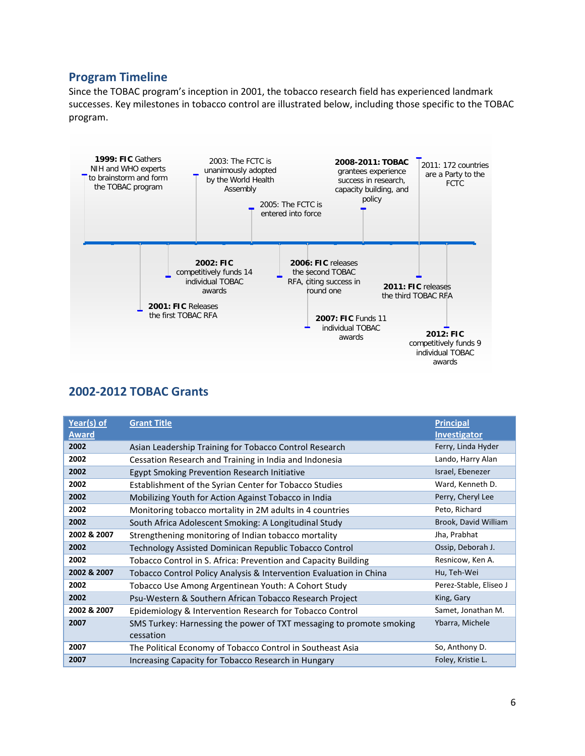## Program Timeline

Since the TOBAC program's inception in 2001, the tobacco research field has experienced landmark successes. Key milestones in tobacco control are illustrated below, including those specific to the TOBAC program.

**1999: FIC** Gathers NIH and WHO experts to brainstorm and form the TOBAC program

**2001: FIC** Releases the first TOBAC RFA

**2002: FIC** competitively funds 14 individual TOBAC awards

2003: The FCTC is unanimously adopted by the World Health Assembly

2005: The FCTC is entered into force

**2006: FIC** releases the second TOBAC RFA, citing success in round one

**2007: FIC** Funds 11 individual TOBAC awards

**2008-2011: TOBAC** grantees experience success in research, capacity building, and policy

2011: 172 countries are a Party to the FCTC

**2011: FIC** releases the third TOBAC RFA

**2012: FIC** competitively funds 9 individual TOBAC awards

## 2002-2012 TOBAC Grants

| Year(s) of Award | Grant Title | Principal Investigator |
|---|---|---|
| 2002 | Asian Leadership Training for Tobacco Control Research | Ferry, Linda Hyder |
| 2002 | Cessation Research and Training in India and Indonesia | Lando, Harry Alan |
| 2002 | Egypt Smoking Prevention Research Initiative | Israel, Ebenezer |
| 2002 | Establishment of the Syrian Center for Tobacco Studies | Ward, Kenneth D. |
| 2002 | Mobilizing Youth for Action Against Tobacco in India | Perry, Cheryl Lee |
| 2002 | Monitoring tobacco mortality in 2M adults in 4 countries | Peto, Richard |
| 2002 | South Africa Adolescent Smoking: A Longitudinal Study | Brook, David William |
| 2002 & 2007 | Strengthening monitoring of Indian tobacco mortality | Jha, Prabhat |
| 2002 | Technology Assisted Dominican Republic Tobacco Control | Ossip, Deborah J. |
| 2002 | Tobacco Control in S. Africa: Prevention and Capacity Building | Resnicow, Ken A. |
| 2002 & 2007 | Tobacco Control Policy Analysis & Intervention Evaluation in China | Hu, Teh-Wei |
| 2002 | Tobacco Use Among Argentinean Youth: A Cohort Study | Perez-Stable, Eliseo J |
| 2002 | Psu-Western & Southern African Tobacco Research Project | King, Gary |
| 2002 & 2007 | Epidemiology & Intervention Research for Tobacco Control | Samet, Jonathan M. |
| 2007 | SMS Turkey: Harnessing the power of TXT messaging to promote smoking cessation | Ybarra, Michele |
| 2007 | The Political Economy of Tobacco Control in Southeast Asia | So, Anthony D. |
| 2007 | Increasing Capacity for Tobacco Research in Hungary | Foley, Kristie L. |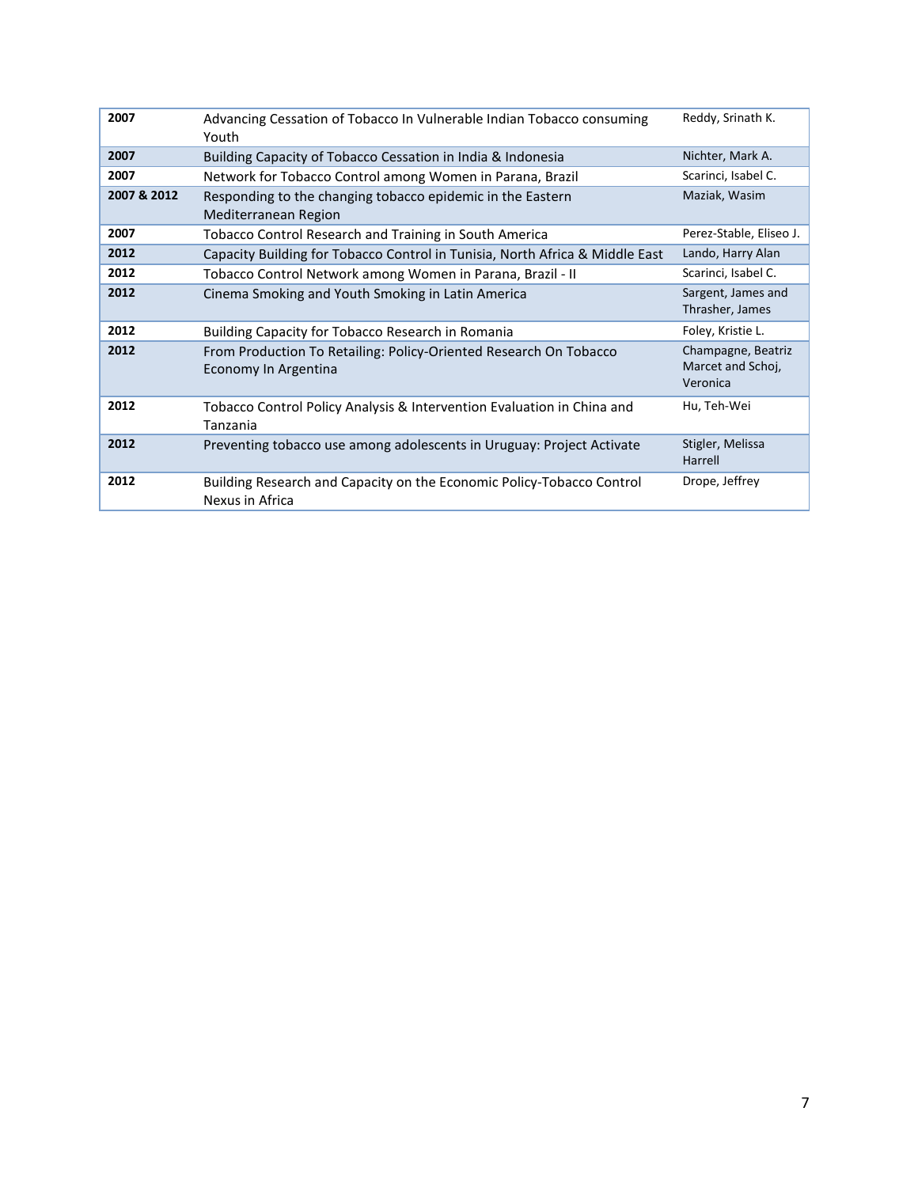| | | |
|---|---|---|
| **2007** | Advancing Cessation of Tobacco In Vulnerable Indian Tobacco consuming Youth | Reddy, Srinath K. |
| **2007** | Building Capacity of Tobacco Cessation in India & Indonesia | Nichter, Mark A. |
| **2007** | Network for Tobacco Control among Women in Parana, Brazil | Scarinci, Isabel C. |
| **2007 & 2012** | Responding to the changing tobacco epidemic in the Eastern Mediterranean Region | Maziak, Wasim |
| **2007** | Tobacco Control Research and Training in South America | Perez-Stable, Eliseo J. |
| **2012** | Capacity Building for Tobacco Control in Tunisia, North Africa & Middle East | Lando, Harry Alan |
| **2012** | Tobacco Control Network among Women in Parana, Brazil - II | Scarinci, Isabel C. |
| **2012** | Cinema Smoking and Youth Smoking in Latin America | Sargent, James and Thrasher, James |
| **2012** | Building Capacity for Tobacco Research in Romania | Foley, Kristie L. |
| **2012** | From Production To Retailing: Policy-Oriented Research On Tobacco Economy In Argentina | Champagne, Beatriz Marcet and Schoj, Veronica |
| **2012** | Tobacco Control Policy Analysis & Intervention Evaluation in China and Tanzania | Hu, Teh-Wei |
| **2012** | Preventing tobacco use among adolescents in Uruguay: Project Activate | Stigler, Melissa Harrell |
| **2012** | Building Research and Capacity on the Economic Policy-Tobacco Control Nexus in Africa | Drope, Jeffrey |